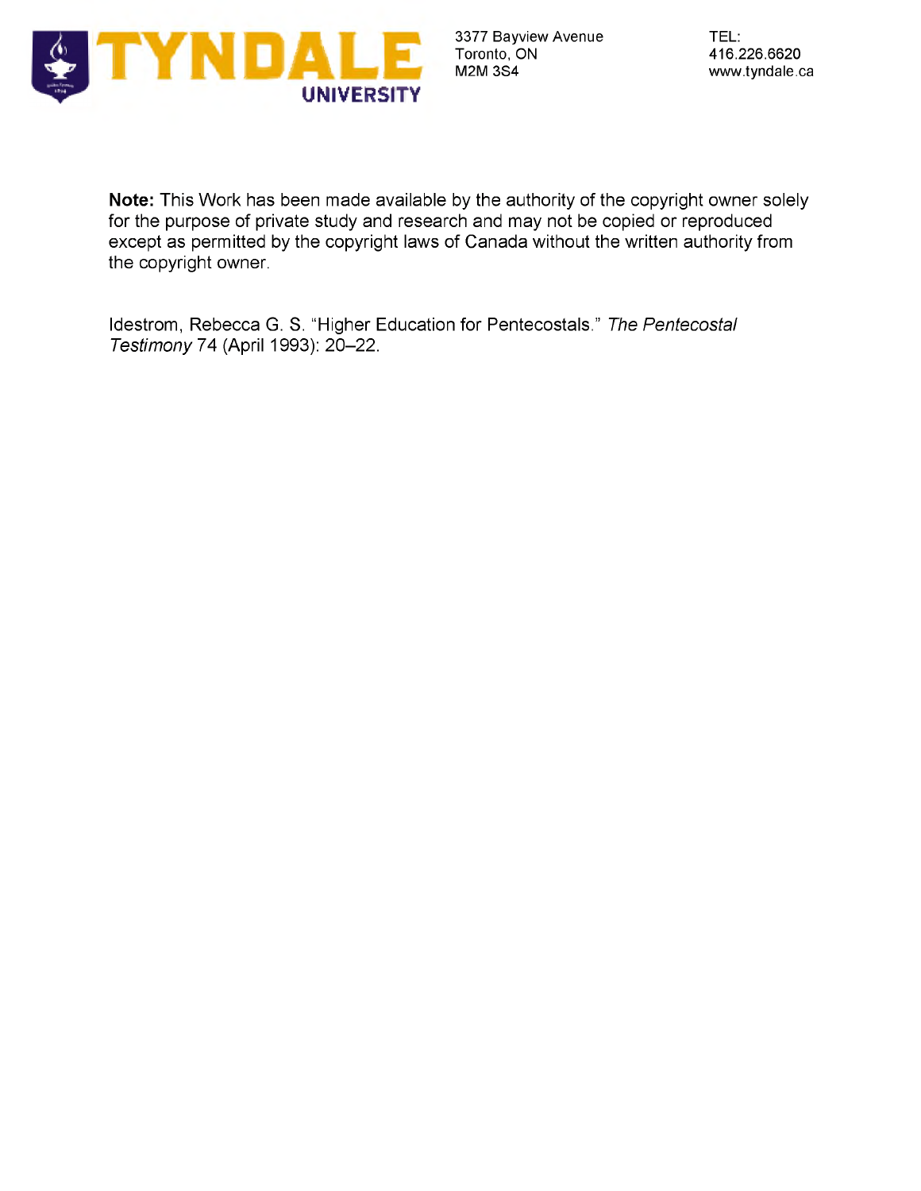TYNDALE UNIVERSITY

3377 Bayview Avenue
Toronto, ON
M2M 3S4

TEL:
416.226.6620
www.tyndale.ca

**Note:** This Work has been made available by the authority of the copyright owner solely for the purpose of private study and research and may not be copied or reproduced except as permitted by the copyright laws of Canada without the written authority from the copyright owner.

Idestrom, Rebecca G. S. "Higher Education for Pentecostals." *The Pentecostal Testimony* 74 (April 1993): 20–22.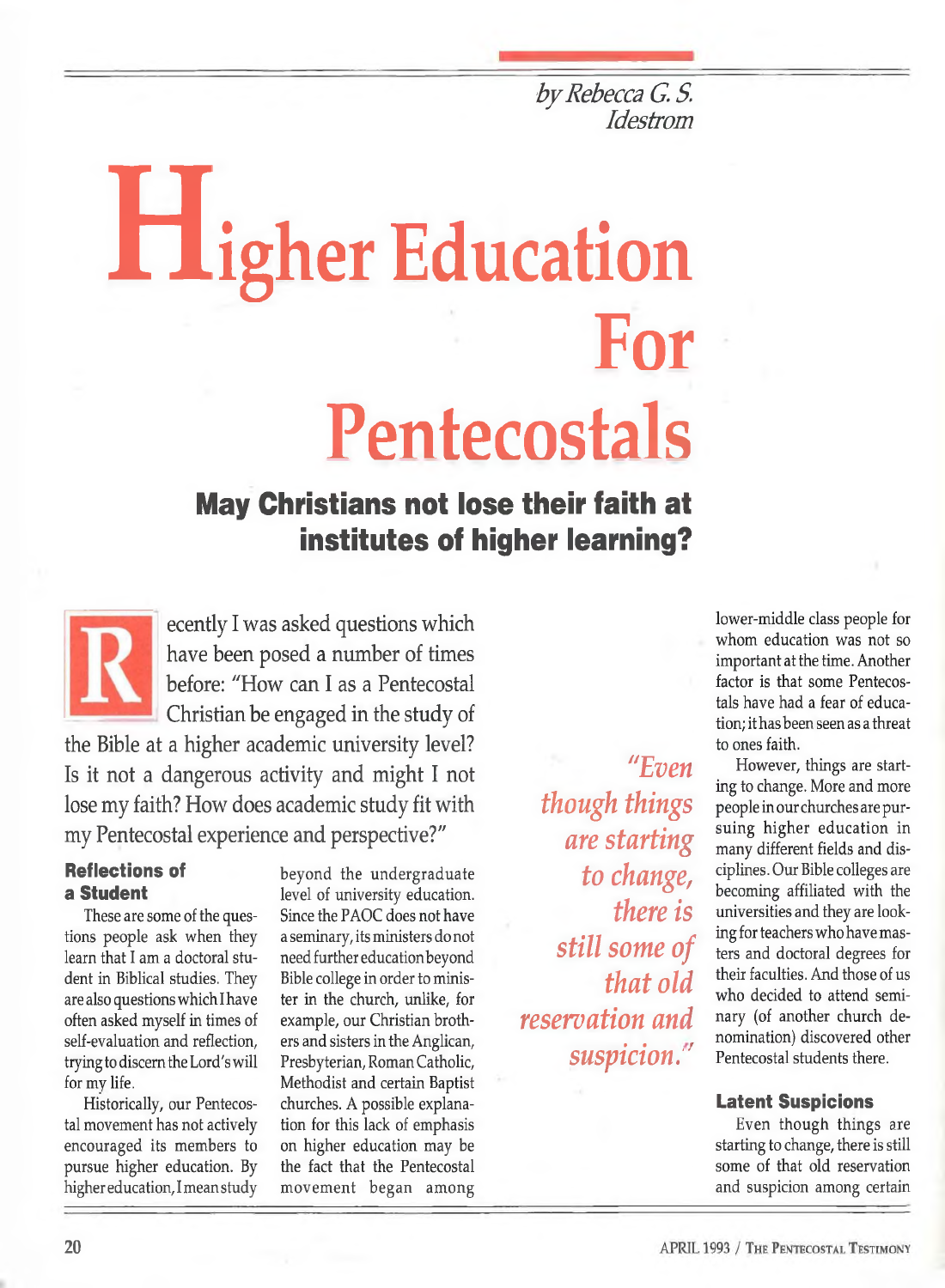*by Rebecca G. S. Idestrom*

# Higher Education For Pentecostals

## May Christians not lose their faith at institutes of higher learning?

Recently I was asked questions which have been posed a number of times before: "How can I as a Pentecostal Christian be engaged in the study of the Bible at a higher academic university level? Is it not a dangerous activity and might I not lose my faith? How does academic study fit with my Pentecostal experience and perspective?"

### Reflections of a Student

These are some of the questions people ask when they learn that I am a doctoral student in Biblical studies. They are also questions which I have often asked myself in times of self-evaluation and reflection, trying to discern the Lord's will for my life.

Historically, our Pentecostal movement has not actively encouraged its members to pursue higher education. By higher education, I mean study beyond the undergraduate level of university education. Since the PAOC does not have a seminary, its ministers do not need further education beyond Bible college in order to minister in the church, unlike, for example, our Christian brothers and sisters in the Anglican, Presbyterian, Roman Catholic, Methodist and certain Baptist churches. A possible explanation for this lack of emphasis on higher education may be the fact that the Pentecostal movement began among lower-middle class people for whom education was not so important at the time. Another factor is that some Pentecostals have had a fear of education; it has been seen as a threat to ones faith.

However, things are starting to change. More and more people in our churches are pursuing higher education in many different fields and disciplines. Our Bible colleges are becoming affiliated with the universities and they are looking for teachers who have masters and doctoral degrees for their faculties. And those of us who decided to attend seminary (of another church denomination) discovered other Pentecostal students there.

> *"Even though things are starting to change, there is still some of that old reservation and suspicion."*

### Latent Suspicions

Even though things are starting to change, there is still some of that old reservation and suspicion among certain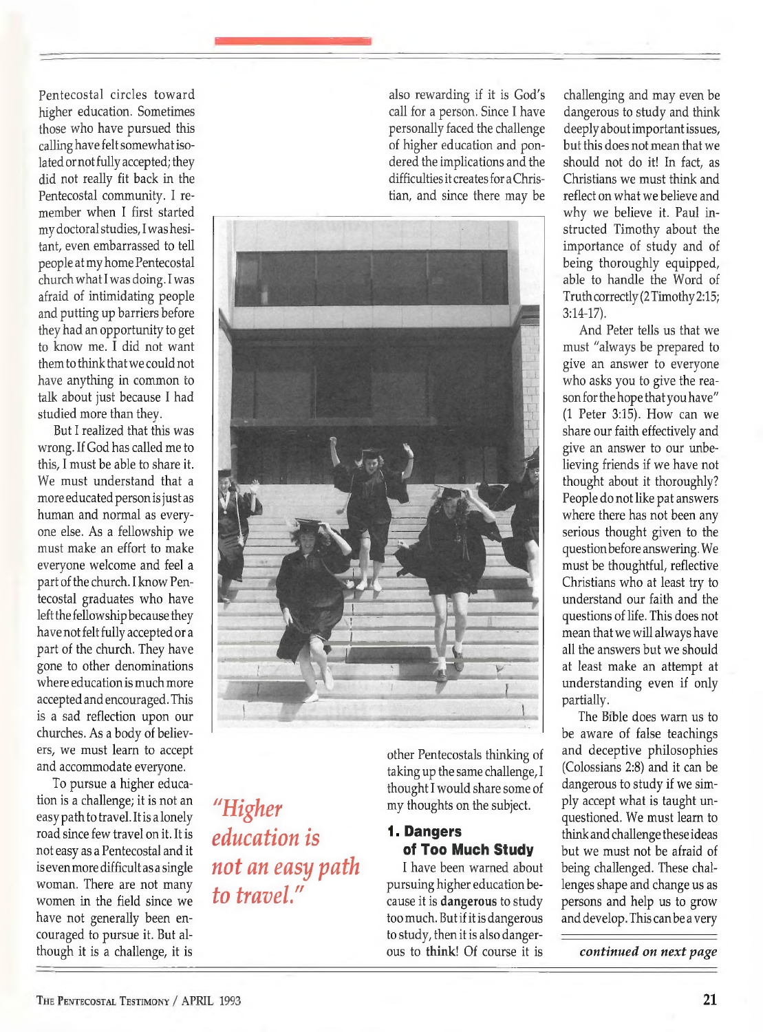Pentecostal circles toward higher education. Sometimes those who have pursued this calling have felt somewhat isolated or not fully accepted; they did not really fit back in the Pentecostal community. I remember when I first started my doctoral studies, I was hesitant, even embarrassed to tell people at my home Pentecostal church what I was doing. I was afraid of intimidating people and putting up barriers before they had an opportunity to get to know me. I did not want them to think that we could not have anything in common to talk about just because I had studied more than they.

But I realized that this was wrong. If God has called me to this, I must be able to share it. We must understand that a more educated person is just as human and normal as everyone else. As a fellowship we must make an effort to make everyone welcome and feel a part of the church. I know Pentecostal graduates who have left the fellowship because they have not felt fully accepted or a part of the church. They have gone to other denominations where education is much more accepted and encouraged. This is a sad reflection upon our churches. As a body of believers, we must learn to accept and accommodate everyone.

To pursue a higher education is a challenge; it is not an easy path to travel. It is a lonely road since few travel on it. It is not easy as a Pentecostal and it is even more difficult as a single woman. There are not many women in the field since we have not generally been encouraged to pursue it. But although it is a challenge, it is also rewarding if it is God's call for a person. Since I have personally faced the challenge of higher education and pondered the implications and the difficulties it creates for a Christian, and since there may be other Pentecostals thinking of taking up the same challenge, I thought I would share some of my thoughts on the subject.

*"Higher education is not an easy path to travel."*

## 1. Dangers of Too Much Study

I have been warned about pursuing higher education because it is **dangerous** to study too much. But if it is dangerous to study, then it is also dangerous to **think**! Of course it is challenging and may even be dangerous to study and think deeply about important issues, but this does not mean that we should not do it! In fact, as Christians we must think and reflect on what we believe and why we believe it. Paul instructed Timothy about the importance of study and of being thoroughly equipped, able to handle the Word of Truth correctly (2 Timothy 2:15; 3:14-17).

And Peter tells us that we must "always be prepared to give an answer to everyone who asks you to give the reason for the hope that you have" (1 Peter 3:15). How can we share our faith effectively and give an answer to our unbelieving friends if we have not thought about it thoroughly? People do not like pat answers where there has not been any serious thought given to the question before answering. We must be thoughtful, reflective Christians who at least try to understand our faith and the questions of life. This does not mean that we will always have all the answers but we should at least make an attempt at understanding even if only partially.

The Bible does warn us to be aware of false teachings and deceptive philosophies (Colossians 2:8) and it can be dangerous to study if we simply accept what is taught unquestioned. We must learn to think and challenge these ideas but we must not be afraid of being challenged. These challenges shape and change us as persons and help us to grow and develop. This can be a very

*continued on next page*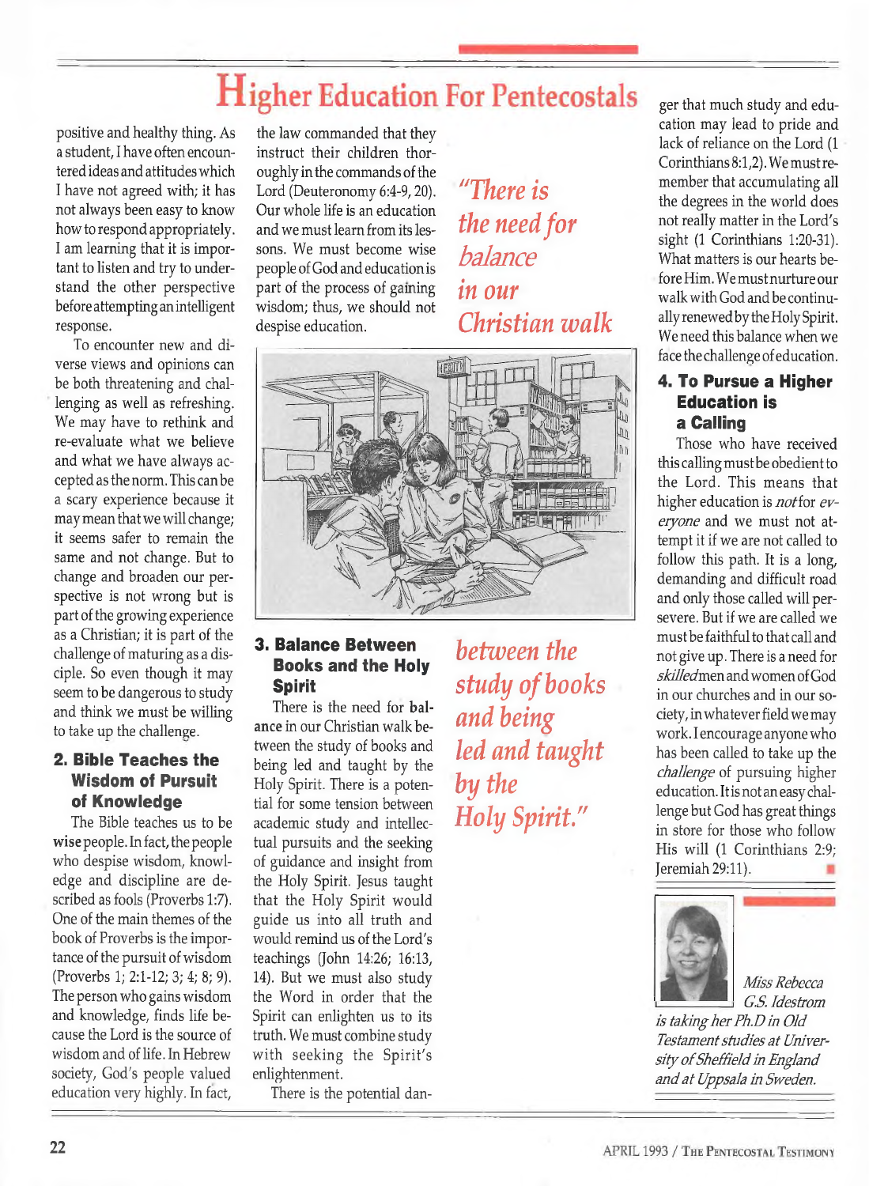# Higher Education For Pentecostals

positive and healthy thing. As a student, I have often encountered ideas and attitudes which I have not agreed with; it has not always been easy to know how to respond appropriately. I am learning that it is important to listen and try to understand the other perspective before attempting an intelligent response.

To encounter new and diverse views and opinions can be both threatening and challenging as well as refreshing. We may have to rethink and re-evaluate what we believe and what we have always accepted as the norm. This can be a scary experience because it may mean that we will change; it seems safer to remain the same and not change. But to change and broaden our perspective is not wrong but is part of the growing experience as a Christian; it is part of the challenge of maturing as a disciple. So even though it may seem to be dangerous to study and think we must be willing to take up the challenge.

## 2. Bible Teaches the Wisdom of Pursuit of Knowledge

The Bible teaches us to be **wise** people. In fact, the people who despise wisdom, knowledge and discipline are described as fools (Proverbs 1:7). One of the main themes of the book of Proverbs is the importance of the pursuit of wisdom (Proverbs 1; 2:1-12; 3; 4; 8; 9). The person who gains wisdom and knowledge, finds life because the Lord is the source of wisdom and of life. In Hebrew society, God's people valued education very highly. In fact, the law commanded that they instruct their children thoroughly in the commands of the Lord (Deuteronomy 6:4-9, 20). Our whole life is an education and we must learn from its lessons. We must become wise people of God and education is part of the process of gaining wisdom; thus, we should not despise education.

*"There is the need for balance in our Christian walk between the study of books and being led and taught by the Holy Spirit."*

## 3. Balance Between Books and the Holy Spirit

There is the need for **balance** in our Christian walk between the study of books and being led and taught by the Holy Spirit. There is a potential for some tension between academic study and intellectual pursuits and the seeking of guidance and insight from the Holy Spirit. Jesus taught that the Holy Spirit would guide us into all truth and would remind us of the Lord's teachings (John 14:26; 16:13, 14). But we must also study the Word in order that the Spirit can enlighten us to its truth. We must combine study with seeking the Spirit's enlightenment.

There is the potential danger that much study and education may lead to pride and lack of reliance on the Lord (1 Corinthians 8:1,2). We must remember that accumulating all the degrees in the world does not really matter in the Lord's sight (1 Corinthians 1:20-31). What matters is our hearts before Him. We must nurture our walk with God and be continually renewed by the Holy Spirit. We need this balance when we face the challenge of education.

## 4. To Pursue a Higher Education is a Calling

Those who have received this calling must be obedient to the Lord. This means that higher education is *not* for *everyone* and we must not attempt it if we are not called to follow this path. It is a long, demanding and difficult road and only those called will persevere. But if we are called we must be faithful to that call and not give up. There is a need for *skilled* men and women of God in our churches and in our society, in whatever field we may work. I encourage anyone who has been called to take up the *challenge* of pursuing higher education. It is not an easy challenge but God has great things in store for those who follow His will (1 Corinthians 2:9; Jeremiah 29:11).

*Miss Rebecca G.S. Idestrom is taking her Ph.D in Old Testament studies at University of Sheffield in England and at Uppsala in Sweden.*